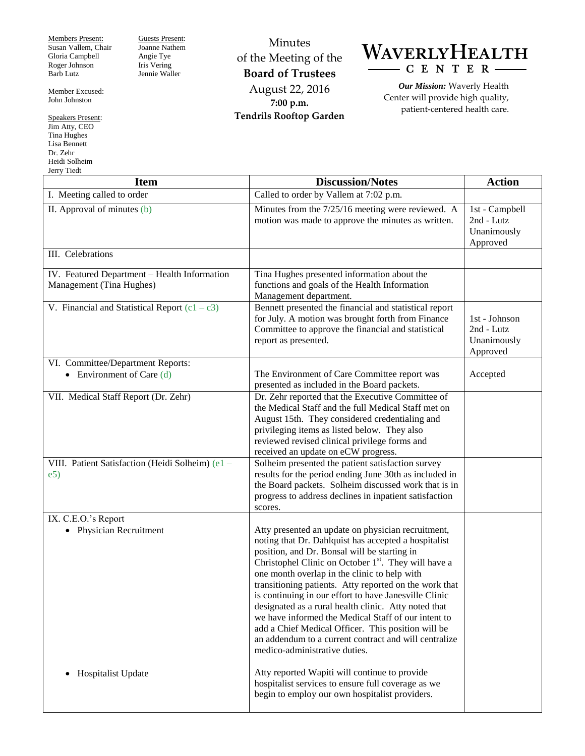Members Present:
Susan Vallem, Chair
Gloria Campbell
Roger Johnson
Barb Lutz

Member Excused:
John Johnston

Speakers Present:
Jim Atty, CEO
Tina Hughes
Lisa Bennett
Dr. Zehr
Heidi Solheim
Jerry Tiedt

Guests Present:
Joanne Nathem
Angie Tye
Iris Vering
Jennie Waller

# Minutes of the Meeting of the Board of Trustees

August 22, 2016
**7:00 p.m.**
**Tendrils Rooftop Garden**

**WAVERLY HEALTH CENTER**

***Our Mission:*** Waverly Health Center will provide high quality, patient-centered health care.

| Item | Discussion/Notes | Action |
|---|---|---|
| I. Meeting called to order | Called to order by Vallem at 7:02 p.m. | |
| II. Approval of minutes (b) | Minutes from the 7/25/16 meeting were reviewed. A motion was made to approve the minutes as written. | 1st - Campbell<br>2nd - Lutz<br>Unanimously Approved |
| III. Celebrations | | |
| IV. Featured Department – Health Information Management (Tina Hughes) | Tina Hughes presented information about the functions and goals of the Health Information Management department. | |
| V. Financial and Statistical Report (c1 – c3) | Bennett presented the financial and statistical report for July. A motion was brought forth from Finance Committee to approve the financial and statistical report as presented. | 1st - Johnson<br>2nd - Lutz<br>Unanimously Approved |
| VI. Committee/Department Reports:<br>• Environment of Care (d) | The Environment of Care Committee report was presented as included in the Board packets. | Accepted |
| VII. Medical Staff Report (Dr. Zehr) | Dr. Zehr reported that the Executive Committee of the Medical Staff and the full Medical Staff met on August 15th. They considered credentialing and privileging items as listed below. They also reviewed revised clinical privilege forms and received an update on eCW progress. | |
| VIII. Patient Satisfaction (Heidi Solheim) (e1 – e5) | Solheim presented the patient satisfaction survey results for the period ending June 30th as included in the Board packets. Solheim discussed work that is in progress to address declines in inpatient satisfaction scores. | |
| IX. C.E.O.'s Report<br>• Physician Recruitment | Atty presented an update on physician recruitment, noting that Dr. Dahlquist has accepted a hospitalist position, and Dr. Bonsal will be starting in Christophel Clinic on October 1st. They will have a one month overlap in the clinic to help with transitioning patients. Atty reported on the work that is continuing in our effort to have Janesville Clinic designated as a rural health clinic. Atty noted that we have informed the Medical Staff of our intent to add a Chief Medical Officer. This position will be an addendum to a current contract and will centralize medico-administrative duties. | |
| • Hospitalist Update | Atty reported Wapiti will continue to provide hospitalist services to ensure full coverage as we begin to employ our own hospitalist providers. | |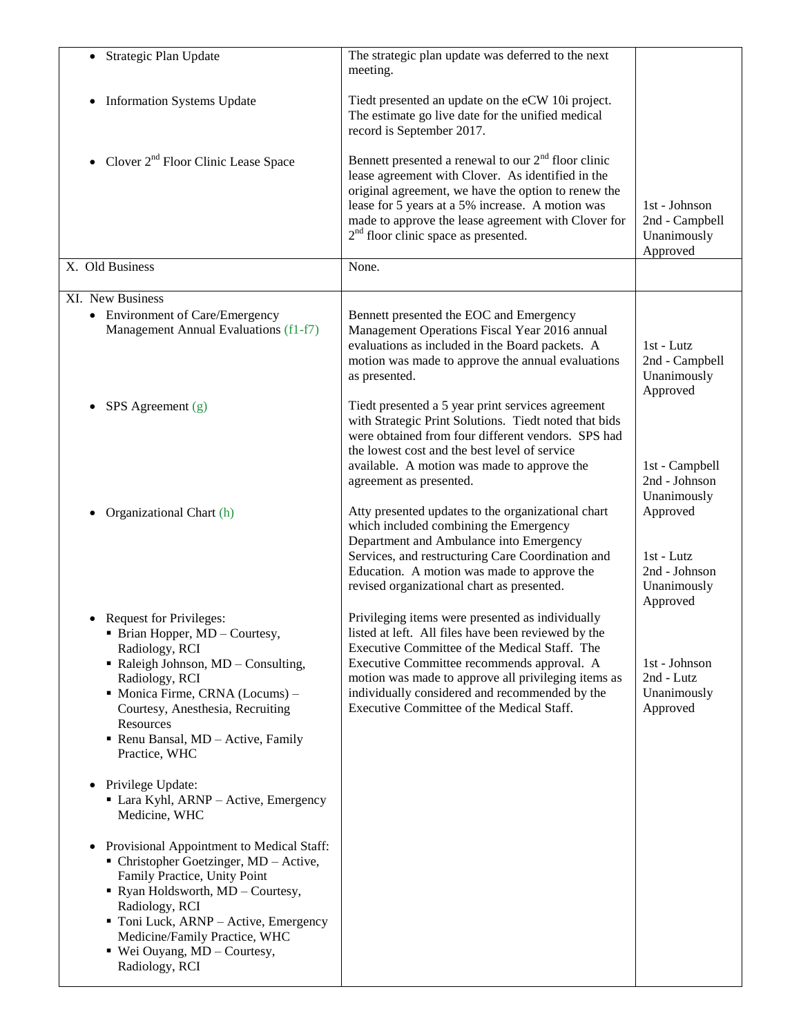| | | |
|---|---|---|
| • Strategic Plan Update<br><br>• Information Systems Update<br><br>• Clover 2nd Floor Clinic Lease Space | The strategic plan update was deferred to the next meeting.<br><br>Tiedt presented an update on the eCW 10i project. The estimate go live date for the unified medical record is September 2017.<br><br>Bennett presented a renewal to our 2nd floor clinic lease agreement with Clover. As identified in the original agreement, we have the option to renew the lease for 5 years at a 5% increase. A motion was made to approve the lease agreement with Clover for 2nd floor clinic space as presented. | <br><br><br><br><br><br>1st - Johnson<br>2nd - Campbell<br>Unanimously Approved |
| X. Old Business | None. | |
| XI. New Business<br>• Environment of Care/Emergency Management Annual Evaluations (f1-f7)<br><br>• SPS Agreement (g)<br><br>• Organizational Chart (h)<br><br>• Request for Privileges:<br>▪ Brian Hopper, MD – Courtesy, Radiology, RCI<br>▪ Raleigh Johnson, MD – Consulting, Radiology, RCI<br>▪ Monica Firme, CRNA (Locums) – Courtesy, Anesthesia, Recruiting Resources<br>▪ Renu Bansal, MD – Active, Family Practice, WHC<br><br>• Privilege Update:<br>▪ Lara Kyhl, ARNP – Active, Emergency Medicine, WHC<br><br>• Provisional Appointment to Medical Staff:<br>▪ Christopher Goetzinger, MD – Active, Family Practice, Unity Point<br>▪ Ryan Holdsworth, MD – Courtesy, Radiology, RCI<br>▪ Toni Luck, ARNP – Active, Emergency Medicine/Family Practice, WHC<br>▪ Wei Ouyang, MD – Courtesy, Radiology, RCI | Bennett presented the EOC and Emergency Management Operations Fiscal Year 2016 annual evaluations as included in the Board packets. A motion was made to approve the annual evaluations as presented.<br><br>Tiedt presented a 5 year print services agreement with Strategic Print Solutions. Tiedt noted that bids were obtained from four different vendors. SPS had the lowest cost and the best level of service available. A motion was made to approve the agreement as presented.<br><br>Atty presented updates to the organizational chart which included combining the Emergency Department and Ambulance into Emergency Services, and restructuring Care Coordination and Education. A motion was made to approve the revised organizational chart as presented.<br><br>Privileging items were presented as individually listed at left. All files have been reviewed by the Executive Committee of the Medical Staff. The Executive Committee recommends approval. A motion was made to approve all privileging items as individually considered and recommended by the Executive Committee of the Medical Staff. | 1st - Lutz<br>2nd - Campbell<br>Unanimously Approved<br><br>1st - Campbell<br>2nd - Johnson<br>Unanimously Approved<br><br>1st - Lutz<br>2nd - Johnson<br>Unanimously Approved<br><br>1st - Johnson<br>2nd - Lutz<br>Unanimously Approved |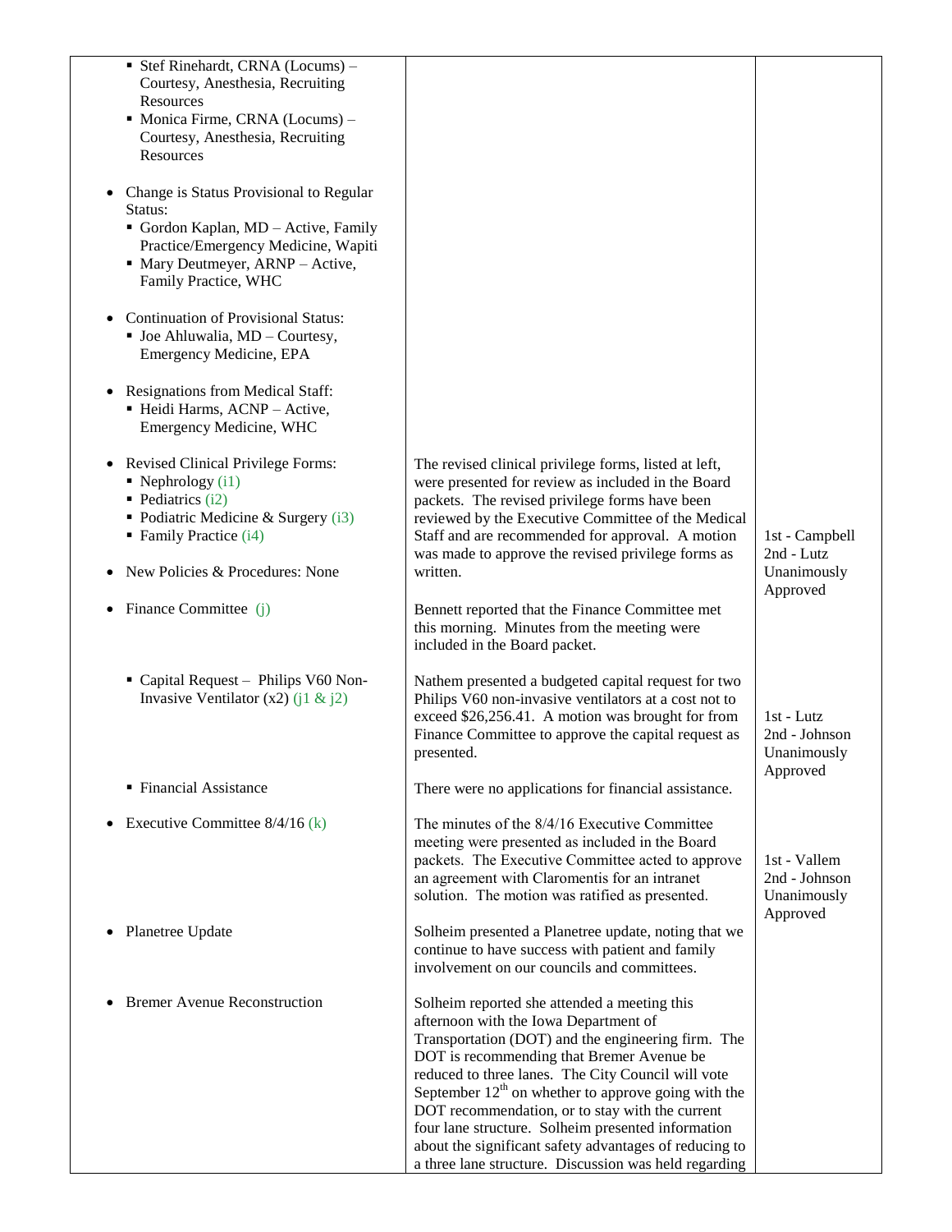| | | |
|---|---|---|
| ▪ Stef Rinehardt, CRNA (Locums) – Courtesy, Anesthesia, Recruiting Resources<br>▪ Monica Firme, CRNA (Locums) – Courtesy, Anesthesia, Recruiting Resources<br><br>• Change is Status Provisional to Regular Status:<br>▪ Gordon Kaplan, MD – Active, Family Practice/Emergency Medicine, Wapiti<br>▪ Mary Deutmeyer, ARNP – Active, Family Practice, WHC<br><br>• Continuation of Provisional Status:<br>▪ Joe Ahluwalia, MD – Courtesy, Emergency Medicine, EPA<br><br>• Resignations from Medical Staff:<br>▪ Heidi Harms, ACNP – Active, Emergency Medicine, WHC | | |
| • Revised Clinical Privilege Forms:<br>▪ Nephrology (i1)<br>▪ Pediatrics (i2)<br>▪ Podiatric Medicine & Surgery (i3)<br>▪ Family Practice (i4)<br><br>• New Policies & Procedures: None | The revised clinical privilege forms, listed at left, were presented for review as included in the Board packets. The revised privilege forms have been reviewed by the Executive Committee of the Medical Staff and are recommended for approval. A motion was made to approve the revised privilege forms as written. | 1st - Campbell<br>2nd - Lutz<br>Unanimously Approved |
| • Finance Committee (j) | Bennett reported that the Finance Committee met this morning. Minutes from the meeting were included in the Board packet. | |
| ▪ Capital Request – Philips V60 Non-Invasive Ventilator (x2) (j1 & j2) | Nathem presented a budgeted capital request for two Philips V60 non-invasive ventilators at a cost not to exceed $26,256.41. A motion was brought for from Finance Committee to approve the capital request as presented. | 1st - Lutz<br>2nd - Johnson<br>Unanimously Approved |
| ▪ Financial Assistance | There were no applications for financial assistance. | |
| • Executive Committee 8/4/16 (k) | The minutes of the 8/4/16 Executive Committee meeting were presented as included in the Board packets. The Executive Committee acted to approve an agreement with Claromentis for an intranet solution. The motion was ratified as presented. | 1st - Vallem<br>2nd - Johnson<br>Unanimously Approved |
| • Planetree Update | Solheim presented a Planetree update, noting that we continue to have success with patient and family involvement on our councils and committees. | |
| • Bremer Avenue Reconstruction | Solheim reported she attended a meeting this afternoon with the Iowa Department of Transportation (DOT) and the engineering firm. The DOT is recommending that Bremer Avenue be reduced to three lanes. The City Council will vote September 12th on whether to approve going with the DOT recommendation, or to stay with the current four lane structure. Solheim presented information about the significant safety advantages of reducing to a three lane structure. Discussion was held regarding | |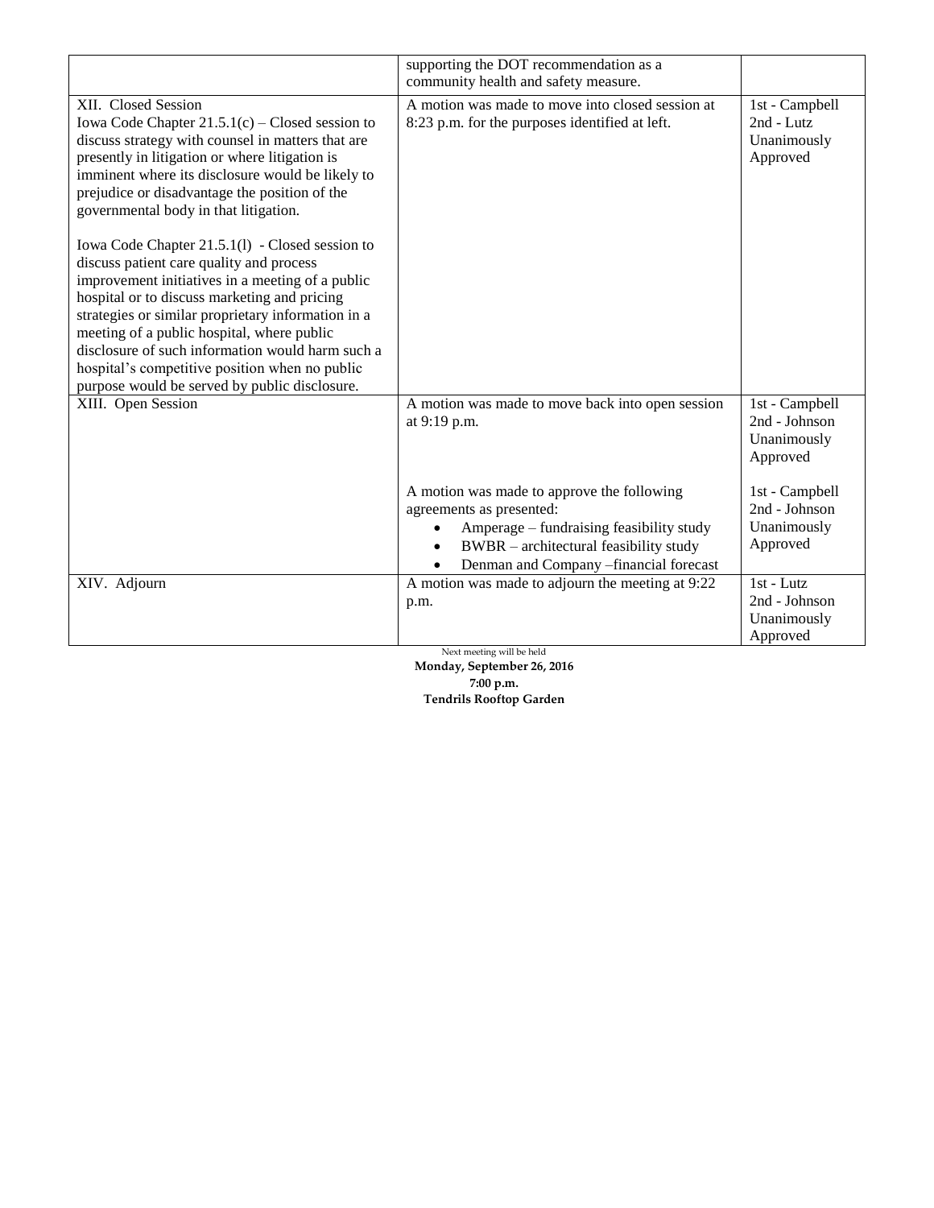| | | |
|---|---|---|
| | supporting the DOT recommendation as a community health and safety measure. | |
| XII. Closed Session<br>Iowa Code Chapter 21.5.1(c) – Closed session to discuss strategy with counsel in matters that are presently in litigation or where litigation is imminent where its disclosure would be likely to prejudice or disadvantage the position of the governmental body in that litigation.<br><br>Iowa Code Chapter 21.5.1(l) - Closed session to discuss patient care quality and process improvement initiatives in a meeting of a public hospital or to discuss marketing and pricing strategies or similar proprietary information in a meeting of a public hospital, where public disclosure of such information would harm such a hospital's competitive position when no public purpose would be served by public disclosure. | A motion was made to move into closed session at 8:23 p.m. for the purposes identified at left. | 1st - Campbell<br>2nd - Lutz<br>Unanimously Approved |
| XIII. Open Session | A motion was made to move back into open session at 9:19 p.m.<br><br>A motion was made to approve the following agreements as presented:<br>• Amperage – fundraising feasibility study<br>• BWBR – architectural feasibility study<br>• Denman and Company –financial forecast | 1st - Campbell<br>2nd - Johnson<br>Unanimously Approved<br><br>1st - Campbell<br>2nd - Johnson<br>Unanimously Approved |
| XIV. Adjourn | A motion was made to adjourn the meeting at 9:22 p.m. | 1st - Lutz<br>2nd - Johnson<br>Unanimously Approved |

Next meeting will be held
**Monday, September 26, 2016**
**7:00 p.m.**
**Tendrils Rooftop Garden**